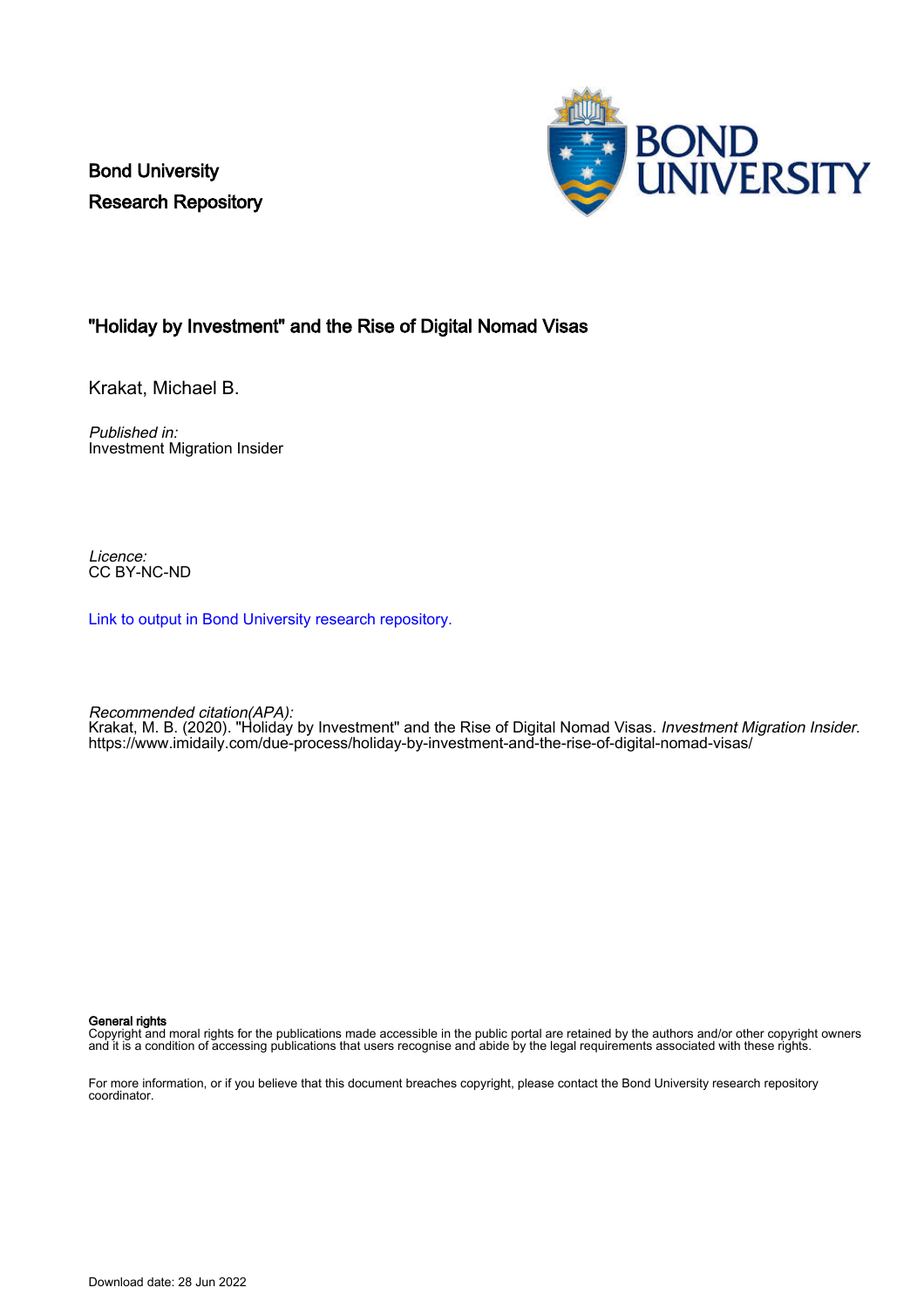Bond University
Research Repository

## "Holiday by Investment" and the Rise of Digital Nomad Visas

Krakat, Michael B.

*Published in:*
Investment Migration Insider

*Licence:*
CC BY-NC-ND

Link to output in Bond University research repository.

*Recommended citation(APA):*
Krakat, M. B. (2020). "Holiday by Investment" and the Rise of Digital Nomad Visas. *Investment Migration Insider*. https://www.imidaily.com/due-process/holiday-by-investment-and-the-rise-of-digital-nomad-visas/

**General rights**
Copyright and moral rights for the publications made accessible in the public portal are retained by the authors and/or other copyright owners and it is a condition of accessing publications that users recognise and abide by the legal requirements associated with these rights.

For more information, or if you believe that this document breaches copyright, please contact the Bond University research repository coordinator.

Download date: 28 Jun 2022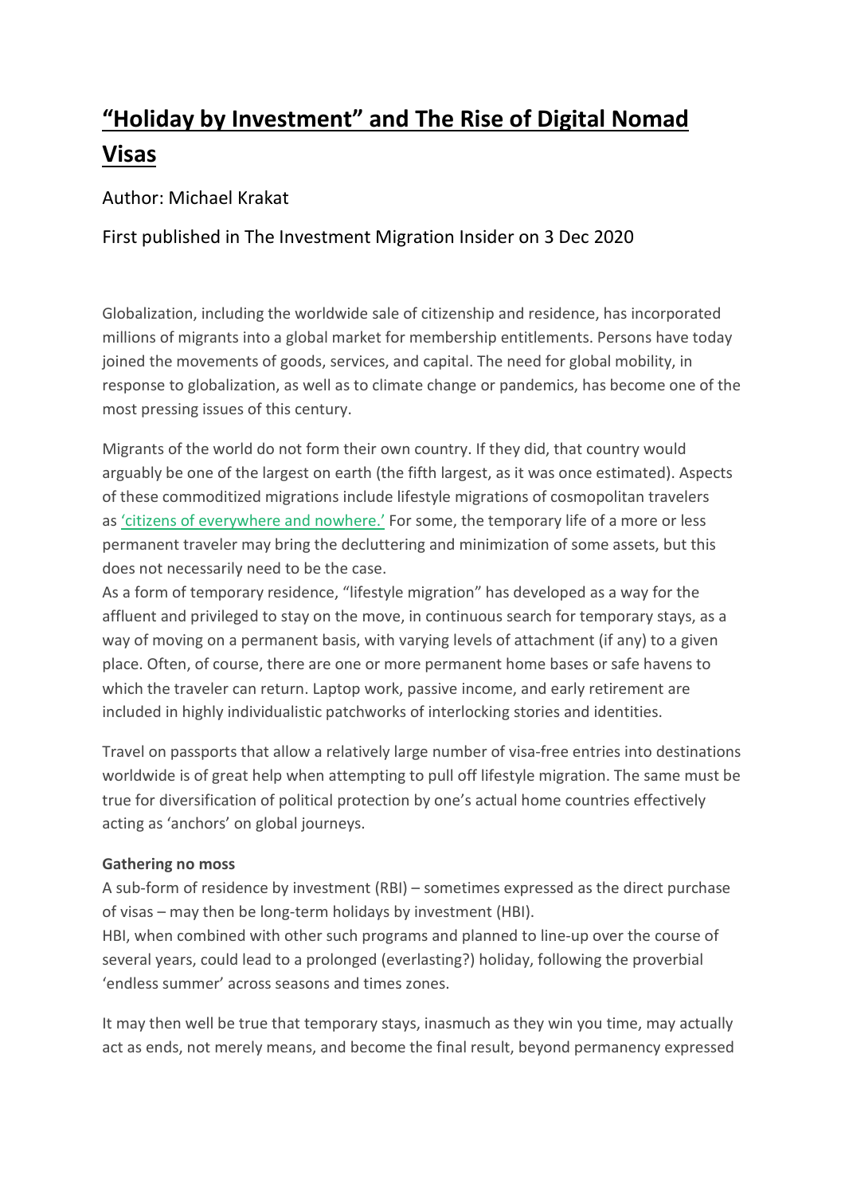#### "Holiday by Investment" and The Rise of Digital Nomad Visas

Author: Michael Krakat

First published in The Investment Migration Insider on 3 Dec 2020

Globalization, including the worldwide sale of citizenship and residence, has incorporated millions of migrants into a global market for membership entitlements. Persons have today joined the movements of goods, services, and capital. The need for global mobility, in response to globalization, as well as to climate change or pandemics, has become one of the most pressing issues of this century.

Migrants of the world do not form their own country. If they did, that country would arguably be one of the largest on earth (the fifth largest, as it was once estimated). Aspects of these commoditized migrations include lifestyle migrations of cosmopolitan travelers as 'citizens of everywhere and nowhere.' For some, the temporary life of a more or less permanent traveler may bring the decluttering and minimization of some assets, but this does not necessarily need to be the case.

As a form of temporary residence, "lifestyle migration" has developed as a way for the affluent and privileged to stay on the move, in continuous search for temporary stays, as a way of moving on a permanent basis, with varying levels of attachment (if any) to a given place. Often, of course, there are one or more permanent home bases or safe havens to which the traveler can return. Laptop work, passive income, and early retirement are included in highly individualistic patchworks of interlocking stories and identities.

Travel on passports that allow a relatively large number of visa-free entries into destinations worldwide is of great help when attempting to pull off lifestyle migration. The same must be true for diversification of political protection by one's actual home countries effectively acting as 'anchors' on global journeys.

**Gathering no moss**

A sub-form of residence by investment (RBI) – sometimes expressed as the direct purchase of visas – may then be long-term holidays by investment (HBI).

HBI, when combined with other such programs and planned to line-up over the course of several years, could lead to a prolonged (everlasting?) holiday, following the proverbial 'endless summer' across seasons and times zones.

It may then well be true that temporary stays, inasmuch as they win you time, may actually act as ends, not merely means, and become the final result, beyond permanency expressed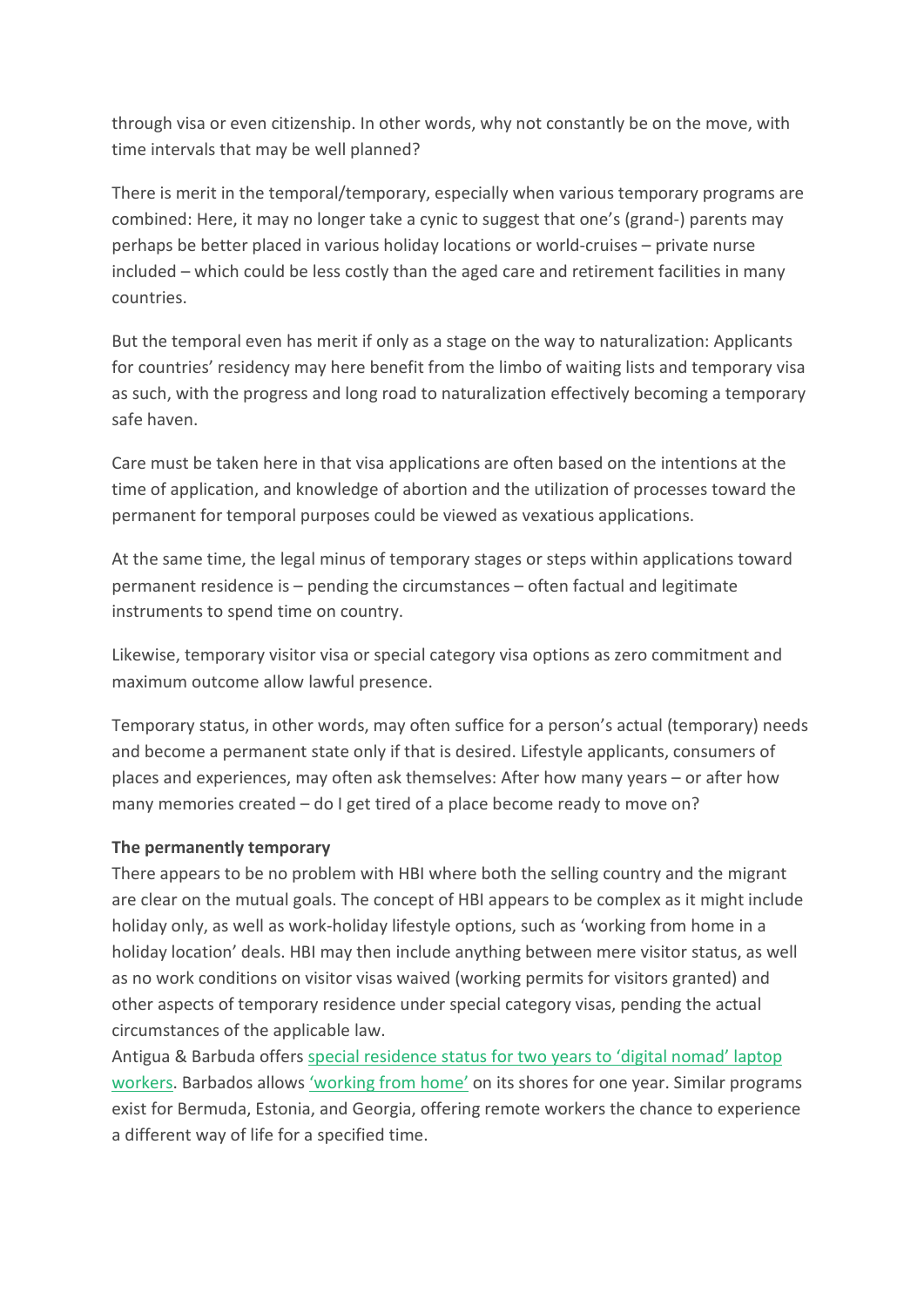through visa or even citizenship. In other words, why not constantly be on the move, with time intervals that may be well planned?

There is merit in the temporal/temporary, especially when various temporary programs are combined: Here, it may no longer take a cynic to suggest that one's (grand-) parents may perhaps be better placed in various holiday locations or world-cruises – private nurse included – which could be less costly than the aged care and retirement facilities in many countries.

But the temporal even has merit if only as a stage on the way to naturalization: Applicants for countries' residency may here benefit from the limbo of waiting lists and temporary visa as such, with the progress and long road to naturalization effectively becoming a temporary safe haven.

Care must be taken here in that visa applications are often based on the intentions at the time of application, and knowledge of abortion and the utilization of processes toward the permanent for temporal purposes could be viewed as vexatious applications.

At the same time, the legal minus of temporary stages or steps within applications toward permanent residence is – pending the circumstances – often factual and legitimate instruments to spend time on country.

Likewise, temporary visitor visa or special category visa options as zero commitment and maximum outcome allow lawful presence.

Temporary status, in other words, may often suffice for a person's actual (temporary) needs and become a permanent state only if that is desired. Lifestyle applicants, consumers of places and experiences, may often ask themselves: After how many years – or after how many memories created – do I get tired of a place become ready to move on?

**The permanently temporary**

There appears to be no problem with HBI where both the selling country and the migrant are clear on the mutual goals. The concept of HBI appears to be complex as it might include holiday only, as well as work-holiday lifestyle options, such as 'working from home in a holiday location' deals. HBI may then include anything between mere visitor status, as well as no work conditions on visitor visas waived (working permits for visitors granted) and other aspects of temporary residence under special category visas, pending the actual circumstances of the applicable law.

Antigua & Barbuda offers special residence status for two years to 'digital nomad' laptop workers. Barbados allows 'working from home' on its shores for one year. Similar programs exist for Bermuda, Estonia, and Georgia, offering remote workers the chance to experience a different way of life for a specified time.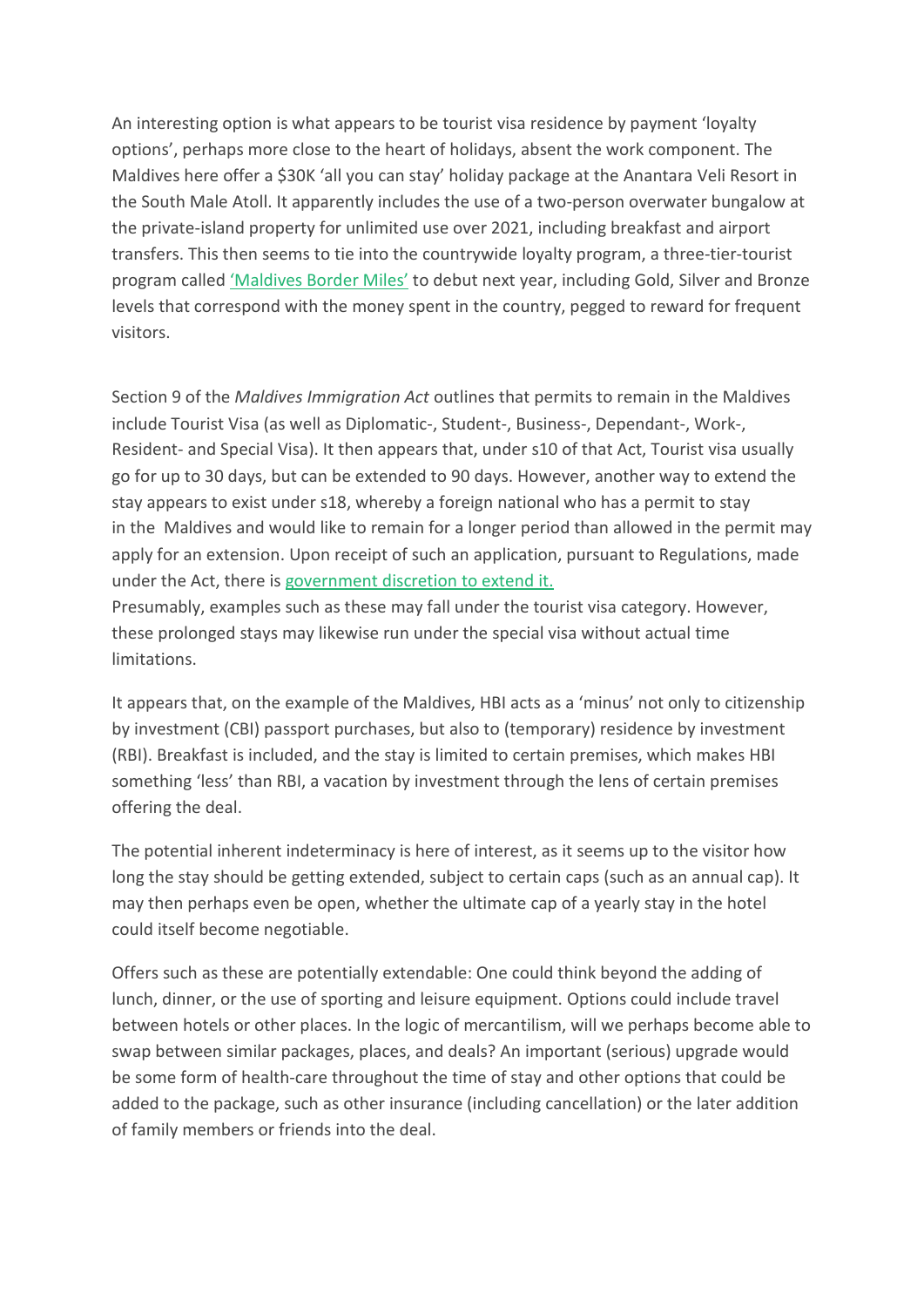An interesting option is what appears to be tourist visa residence by payment 'loyalty options', perhaps more close to the heart of holidays, absent the work component. The Maldives here offer a $30K 'all you can stay' holiday package at the Anantara Veli Resort in the South Male Atoll. It apparently includes the use of a two-person overwater bungalow at the private-island property for unlimited use over 2021, including breakfast and airport transfers. This then seems to tie into the countrywide loyalty program, a three-tier-tourist program called 'Maldives Border Miles' to debut next year, including Gold, Silver and Bronze levels that correspond with the money spent in the country, pegged to reward for frequent visitors.

Section 9 of the *Maldives Immigration Act* outlines that permits to remain in the Maldives include Tourist Visa (as well as Diplomatic-, Student-, Business-, Dependant-, Work-, Resident- and Special Visa). It then appears that, under s10 of that Act, Tourist visa usually go for up to 30 days, but can be extended to 90 days. However, another way to extend the stay appears to exist under s18, whereby a foreign national who has a permit to stay in the Maldives and would like to remain for a longer period than allowed in the permit may apply for an extension. Upon receipt of such an application, pursuant to Regulations, made under the Act, there is government discretion to extend it.
Presumably, examples such as these may fall under the tourist visa category. However, these prolonged stays may likewise run under the special visa without actual time limitations.

It appears that, on the example of the Maldives, HBI acts as a 'minus' not only to citizenship by investment (CBI) passport purchases, but also to (temporary) residence by investment (RBI). Breakfast is included, and the stay is limited to certain premises, which makes HBI something 'less' than RBI, a vacation by investment through the lens of certain premises offering the deal.

The potential inherent indeterminacy is here of interest, as it seems up to the visitor how long the stay should be getting extended, subject to certain caps (such as an annual cap). It may then perhaps even be open, whether the ultimate cap of a yearly stay in the hotel could itself become negotiable.

Offers such as these are potentially extendable: One could think beyond the adding of lunch, dinner, or the use of sporting and leisure equipment. Options could include travel between hotels or other places. In the logic of mercantilism, will we perhaps become able to swap between similar packages, places, and deals? An important (serious) upgrade would be some form of health-care throughout the time of stay and other options that could be added to the package, such as other insurance (including cancellation) or the later addition of family members or friends into the deal.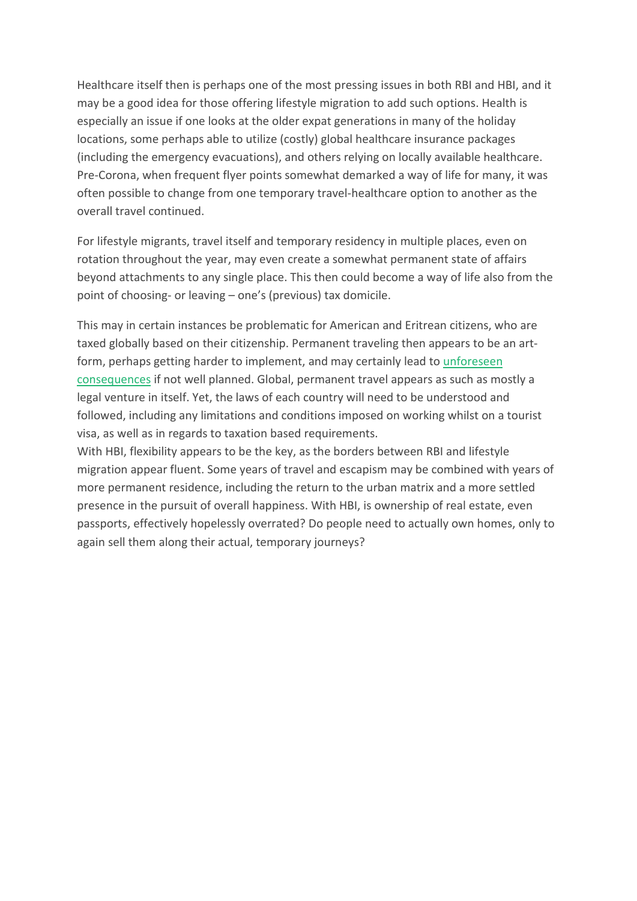Healthcare itself then is perhaps one of the most pressing issues in both RBI and HBI, and it may be a good idea for those offering lifestyle migration to add such options. Health is especially an issue if one looks at the older expat generations in many of the holiday locations, some perhaps able to utilize (costly) global healthcare insurance packages (including the emergency evacuations), and others relying on locally available healthcare. Pre-Corona, when frequent flyer points somewhat demarked a way of life for many, it was often possible to change from one temporary travel-healthcare option to another as the overall travel continued.

For lifestyle migrants, travel itself and temporary residency in multiple places, even on rotation throughout the year, may even create a somewhat permanent state of affairs beyond attachments to any single place. This then could become a way of life also from the point of choosing- or leaving – one's (previous) tax domicile.

This may in certain instances be problematic for American and Eritrean citizens, who are taxed globally based on their citizenship. Permanent traveling then appears to be an art-form, perhaps getting harder to implement, and may certainly lead to unforeseen consequences if not well planned. Global, permanent travel appears as such as mostly a legal venture in itself. Yet, the laws of each country will need to be understood and followed, including any limitations and conditions imposed on working whilst on a tourist visa, as well as in regards to taxation based requirements.

With HBI, flexibility appears to be the key, as the borders between RBI and lifestyle migration appear fluent. Some years of travel and escapism may be combined with years of more permanent residence, including the return to the urban matrix and a more settled presence in the pursuit of overall happiness. With HBI, is ownership of real estate, even passports, effectively hopelessly overrated? Do people need to actually own homes, only to again sell them along their actual, temporary journeys?